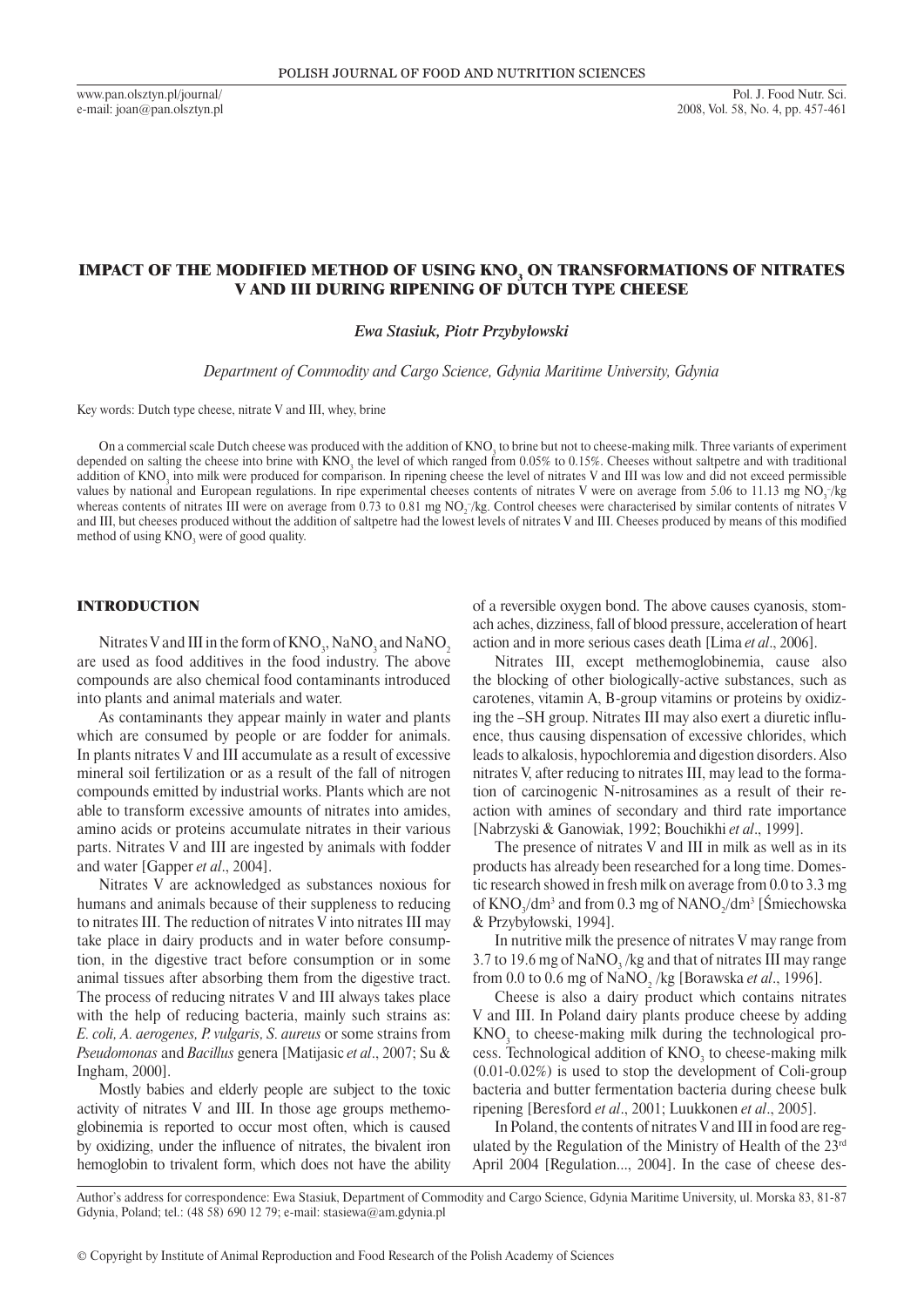# IMPACT OF THE MODIFIED METHOD OF USING $KNO_3$ ON TRANSFORMATIONS OF NITRATES V AND III DURING RIPENING OF DUTCH TYPE CHEESE

***Ewa Stasiuk, Piotr Przybyłowski***

*Department of Commodity and Cargo Science, Gdynia Maritime University, Gdynia*

Key words: Dutch type cheese, nitrate V and III, whey, brine

On a commercial scale Dutch cheese was produced with the addition of $KNO_3$ to brine but not to cheese-making milk. Three variants of experiment depended on salting the cheese into brine with $KNO_3$ the level of which ranged from 0.05% to 0.15%. Cheeses without saltpetre and with traditional addition of $KNO_3$ into milk were produced for comparison. In ripening cheese the level of nitrates V and III was low and did not exceed permissible values by national and European regulations. In ripe experimental cheeses contents of nitrates V were on average from 5.06 to 11.13 mg $NO_3^-$/kg whereas contents of nitrates III were on average from 0.73 to 0.81 mg $NO_2^-$/kg. Control cheeses were characterised by similar contents of nitrates V and III, but cheeses produced without the addition of saltpetre had the lowest levels of nitrates V and III. Cheeses produced by means of this modified method of using $KNO_3$ were of good quality.

## INTRODUCTION

Nitrates V and III in the form of $KNO_3$, $NaNO_3$ and $NaNO_2$ are used as food additives in the food industry. The above compounds are also chemical food contaminants introduced into plants and animal materials and water.

As contaminants they appear mainly in water and plants which are consumed by people or are fodder for animals. In plants nitrates V and III accumulate as a result of excessive mineral soil fertilization or as a result of the fall of nitrogen compounds emitted by industrial works. Plants which are not able to transform excessive amounts of nitrates into amides, amino acids or proteins accumulate nitrates in their various parts. Nitrates V and III are ingested by animals with fodder and water [Gapper *et al*., 2004].

Nitrates V are acknowledged as substances noxious for humans and animals because of their suppleness to reducing to nitrates III. The reduction of nitrates V into nitrates III may take place in dairy products and in water before consumption, in the digestive tract before consumption or in some animal tissues after absorbing them from the digestive tract. The process of reducing nitrates V and III always takes place with the help of reducing bacteria, mainly such strains as: *E. coli, A. aerogenes, P. vulgaris, S. aureus* or some strains from *Pseudomonas* and *Bacillus* genera [Matijasic *et al*., 2007; Su & Ingham, 2000].

Mostly babies and elderly people are subject to the toxic activity of nitrates V and III. In those age groups methemoglobinemia is reported to occur most often, which is caused by oxidizing, under the influence of nitrates, the bivalent iron hemoglobin to trivalent form, which does not have the ability of a reversible oxygen bond. The above causes cyanosis, stomach aches, dizziness, fall of blood pressure, acceleration of heart action and in more serious cases death [Lima *et al*., 2006].

Nitrates III, except methemoglobinemia, cause also the blocking of other biologically-active substances, such as carotenes, vitamin A, B-group vitamins or proteins by oxidizing the –SH group. Nitrates III may also exert a diuretic influence, thus causing dispensation of excessive chlorides, which leads to alkalosis, hypochloremia and digestion disorders. Also nitrates V, after reducing to nitrates III, may lead to the formation of carcinogenic N-nitrosamines as a result of their reaction with amines of secondary and third rate importance [Nabrzyski & Ganowiak, 1992; Bouchikhi *et al*., 1999].

The presence of nitrates V and III in milk as well as in its products has already been researched for a long time. Domestic research showed in fresh milk on average from 0.0 to 3.3 mg of $KNO_3$/dm$^3$ and from 0.3 mg of $NANO_2$/dm$^3$ [Śmiechowska & Przybyłowski, 1994].

In nutritive milk the presence of nitrates V may range from 3.7 to 19.6 mg of $NaNO_3$/kg and that of nitrates III may range from 0.0 to 0.6 mg of $NaNO_2$/kg [Borawska *et al*., 1996].

Cheese is also a dairy product which contains nitrates V and III. In Poland dairy plants produce cheese by adding $KNO_3$ to cheese-making milk during the technological process. Technological addition of $KNO_3$ to cheese-making milk (0.01-0.02%) is used to stop the development of Coli-group bacteria and butter fermentation bacteria during cheese bulk ripening [Beresford *et al*., 2001; Luukkonen *et al*., 2005].

In Poland, the contents of nitrates V and III in food are regulated by the Regulation of the Ministry of Health of the 23rd April 2004 [Regulation..., 2004]. In the case of cheese des-

Author's address for correspondence: Ewa Stasiuk, Department of Commodity and Cargo Science, Gdynia Maritime University, ul. Morska 83, 81-87 Gdynia, Poland; tel.: (48 58) 690 12 79; e-mail: stasiewa@am.gdynia.pl

© Copyright by Institute of Animal Reproduction and Food Research of the Polish Academy of Sciences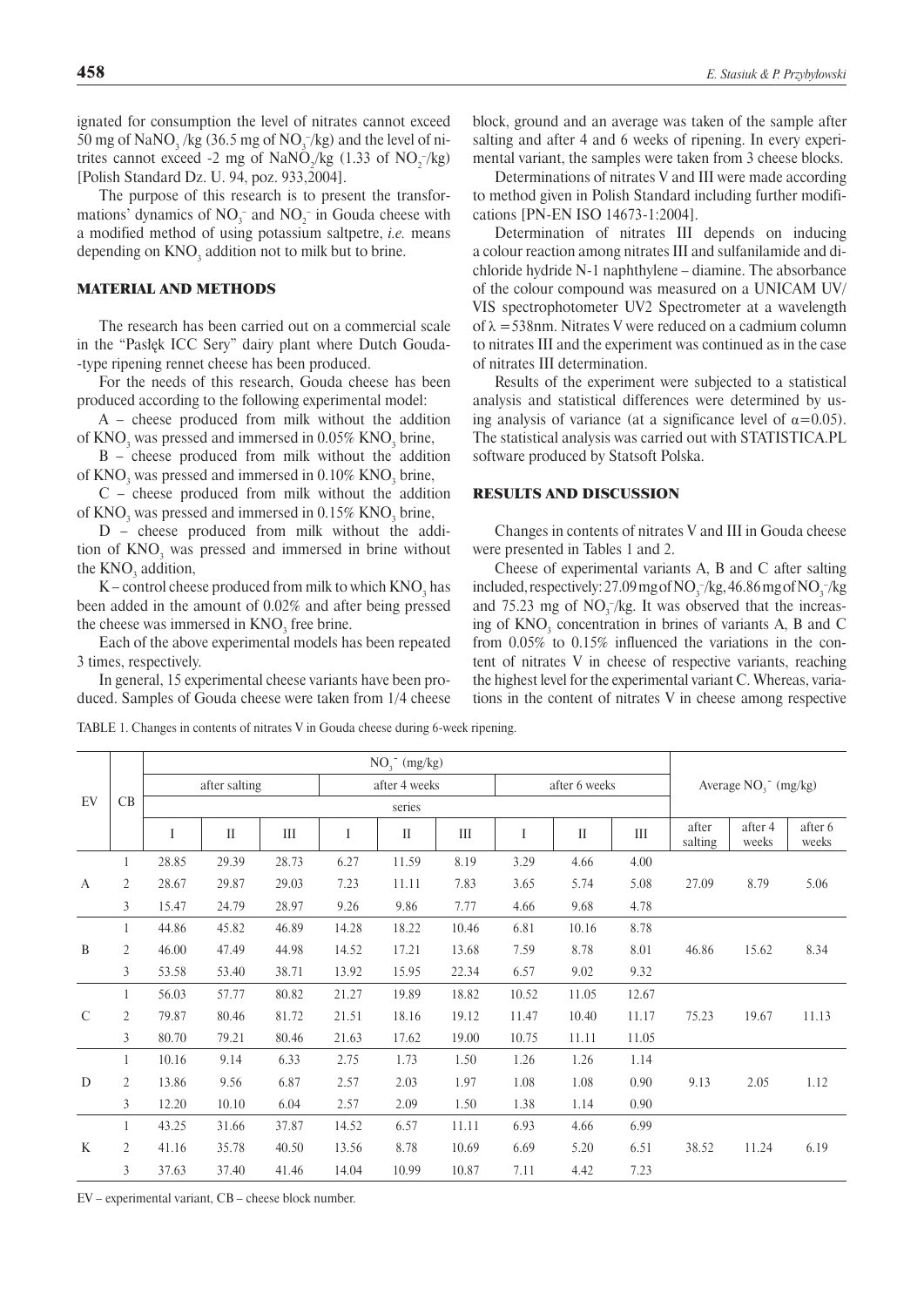ignated for consumption the level of nitrates cannot exceed 50 mg of $NaNO_3$ /kg (36.5 mg of $NO_3^-$/kg) and the level of nitrites cannot exceed -2 mg of $NaNO_2$/kg (1.33 of $NO_2^-$/kg) [Polish Standard Dz. U. 94, poz. 933,2004].

The purpose of this research is to present the transformations' dynamics of $NO_3^-$ and $NO_2^-$ in Gouda cheese with a modified method of using potassium saltpetre, *i.e.* means depending on $KNO_3$ addition not to milk but to brine.

## MATERIAL AND METHODS

The research has been carried out on a commercial scale in the "Pasłęk ICC Sery" dairy plant where Dutch Gouda--type ripening rennet cheese has been produced.

For the needs of this research, Gouda cheese has been produced according to the following experimental model:

A – cheese produced from milk without the addition of $KNO_3$ was pressed and immersed in 0.05% $KNO_3$ brine,

B – cheese produced from milk without the addition of $KNO_3$ was pressed and immersed in 0.10% $KNO_3$ brine,

C – cheese produced from milk without the addition of $KNO_3$ was pressed and immersed in 0.15% $KNO_3$ brine,

D – cheese produced from milk without the addition of $KNO_3$ was pressed and immersed in brine without the $KNO_3$ addition,

K – control cheese produced from milk to which $KNO_3$ has been added in the amount of 0.02% and after being pressed the cheese was immersed in $KNO_3$ free brine.

Each of the above experimental models has been repeated 3 times, respectively.

In general, 15 experimental cheese variants have been produced. Samples of Gouda cheese were taken from 1/4 cheese block, ground and an average was taken of the sample after salting and after 4 and 6 weeks of ripening. In every experimental variant, the samples were taken from 3 cheese blocks.

Determinations of nitrates V and III were made according to method given in Polish Standard including further modifications [PN-EN ISO 14673-1:2004].

Determination of nitrates III depends on inducing a colour reaction among nitrates III and sulfanilamide and dichloride hydride N-1 naphthylene – diamine. The absorbance of the colour compound was measured on a UNICAM UV/VIS spectrophotometer UV2 Spectrometer at a wavelength of $\lambda$ =538nm. Nitrates V were reduced on a cadmium column to nitrates III and the experiment was continued as in the case of nitrates III determination.

Results of the experiment were subjected to a statistical analysis and statistical differences were determined by using analysis of variance (at a significance level of $\alpha$=0.05). The statistical analysis was carried out with STATISTICA.PL software produced by Statsoft Polska.

## RESULTS AND DISCUSSION

Changes in contents of nitrates V and III in Gouda cheese were presented in Tables 1 and 2.

Cheese of experimental variants A, B and C after salting included, respectively: 27.09 mg of $NO_3^-$/kg, 46.86 mg of $NO_3^-$/kg and 75.23 mg of $NO_3^-$/kg. It was observed that the increasing of $KNO_3$ concentration in brines of variants A, B and C from 0.05% to 0.15% influenced the variations in the content of nitrates V in cheese of respective variants, reaching the highest level for the experimental variant C. Whereas, variations in the content of nitrates V in cheese among respective

TABLE 1. Changes in contents of nitrates V in Gouda cheese during 6-week ripening.

| EV | CB | $NO_3^-$ (mg/kg) | | | | | | | | | Average $NO_3^-$ (mg/kg) | | |
|---|---|---|---|---|---|---|---|---|---|---|---|---|---|
| | | after salting | | | after 4 weeks | | | after 6 weeks | | | | | |
| | | series | | | | | | | | | | | |
| | | I | II | III | I | II | III | I | II | III | after salting | after 4 weeks | after 6 weeks |
| A | 1 | 28.85 | 29.39 | 28.73 | 6.27 | 11.59 | 8.19 | 3.29 | 4.66 | 4.00 | 27.09 | 8.79 | 5.06 |
| | 2 | 28.67 | 29.87 | 29.03 | 7.23 | 11.11 | 7.83 | 3.65 | 5.74 | 5.08 | | | |
| | 3 | 15.47 | 24.79 | 28.97 | 9.26 | 9.86 | 7.77 | 4.66 | 9.68 | 4.78 | | | |
| B | 1 | 44.86 | 45.82 | 46.89 | 14.28 | 18.22 | 10.46 | 6.81 | 10.16 | 8.78 | 46.86 | 15.62 | 8.34 |
| | 2 | 46.00 | 47.49 | 44.98 | 14.52 | 17.21 | 13.68 | 7.59 | 8.78 | 8.01 | | | |
| | 3 | 53.58 | 53.40 | 38.71 | 13.92 | 15.95 | 22.34 | 6.57 | 9.02 | 9.32 | | | |
| C | 1 | 56.03 | 57.77 | 80.82 | 21.27 | 19.89 | 18.82 | 10.52 | 11.05 | 12.67 | 75.23 | 19.67 | 11.13 |
| | 2 | 79.87 | 80.46 | 81.72 | 21.51 | 18.16 | 19.12 | 11.47 | 10.40 | 11.17 | | | |
| | 3 | 80.70 | 79.21 | 80.46 | 21.63 | 17.62 | 19.00 | 10.75 | 11.11 | 11.05 | | | |
| D | 1 | 10.16 | 9.14 | 6.33 | 2.75 | 1.73 | 1.50 | 1.26 | 1.26 | 1.14 | 9.13 | 2.05 | 1.12 |
| | 2 | 13.86 | 9.56 | 6.87 | 2.57 | 2.03 | 1.97 | 1.08 | 1.08 | 0.90 | | | |
| | 3 | 12.20 | 10.10 | 6.04 | 2.57 | 2.09 | 1.50 | 1.38 | 1.14 | 0.90 | | | |
| K | 1 | 43.25 | 31.66 | 37.87 | 14.52 | 6.57 | 11.11 | 6.93 | 4.66 | 6.99 | 38.52 | 11.24 | 6.19 |
| | 2 | 41.16 | 35.78 | 40.50 | 13.56 | 8.78 | 10.69 | 6.69 | 5.20 | 6.51 | | | |
| | 3 | 37.63 | 37.40 | 41.46 | 14.04 | 10.99 | 10.87 | 7.11 | 4.42 | 7.23 | | | |

EV – experimental variant, CB – cheese block number.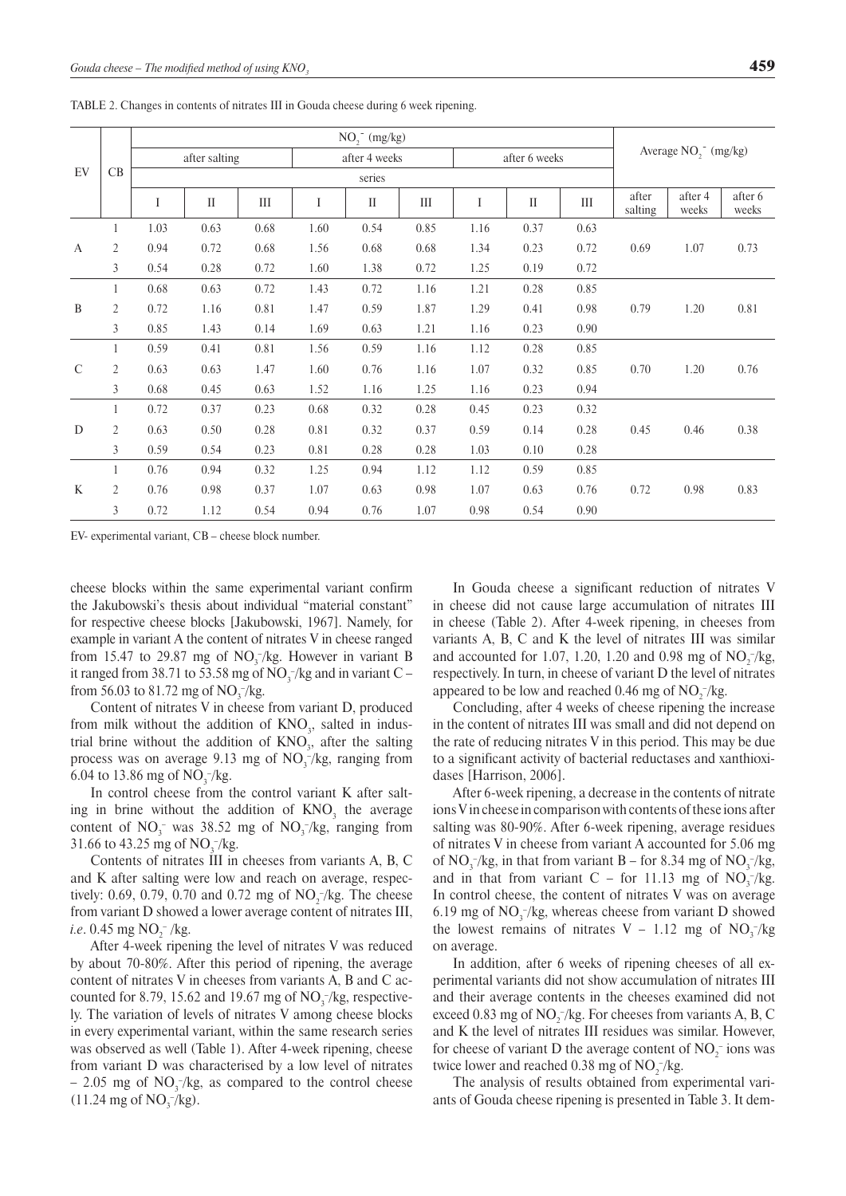TABLE 2. Changes in contents of nitrates III in Gouda cheese during 6 week ripening.

| EV | CB | $NO_2^-$ (mg/kg) | | | | | | | | | Average $NO_2^-$ (mg/kg) | | |
|---|---|---|---|---|---|---|---|---|---|---|---|---|---|
| | | after salting | | | after 4 weeks | | | after 6 weeks | | | | | |
| | | series | | | | | | | | | | | |
| | | I | II | III | I | II | III | I | II | III | after salting | after 4 weeks | after 6 weeks |
| A | 1 | 1.03 | 0.63 | 0.68 | 1.60 | 0.54 | 0.85 | 1.16 | 0.37 | 0.63 | 0.69 | 1.07 | 0.73 |
| | 2 | 0.94 | 0.72 | 0.68 | 1.56 | 0.68 | 0.68 | 1.34 | 0.23 | 0.72 | | | |
| | 3 | 0.54 | 0.28 | 0.72 | 1.60 | 1.38 | 0.72 | 1.25 | 0.19 | 0.72 | | | |
| B | 1 | 0.68 | 0.63 | 0.72 | 1.43 | 0.72 | 1.16 | 1.21 | 0.28 | 0.85 | 0.79 | 1.20 | 0.81 |
| | 2 | 0.72 | 1.16 | 0.81 | 1.47 | 0.59 | 1.87 | 1.29 | 0.41 | 0.98 | | | |
| | 3 | 0.85 | 1.43 | 0.14 | 1.69 | 0.63 | 1.21 | 1.16 | 0.23 | 0.90 | | | |
| C | 1 | 0.59 | 0.41 | 0.81 | 1.56 | 0.59 | 1.16 | 1.12 | 0.28 | 0.85 | 0.70 | 1.20 | 0.76 |
| | 2 | 0.63 | 0.63 | 1.47 | 1.60 | 0.76 | 1.16 | 1.07 | 0.32 | 0.85 | | | |
| | 3 | 0.68 | 0.45 | 0.63 | 1.52 | 1.16 | 1.25 | 1.16 | 0.23 | 0.94 | | | |
| D | 1 | 0.72 | 0.37 | 0.23 | 0.68 | 0.32 | 0.28 | 0.45 | 0.23 | 0.32 | 0.45 | 0.46 | 0.38 |
| | 2 | 0.63 | 0.50 | 0.28 | 0.81 | 0.32 | 0.37 | 0.59 | 0.14 | 0.28 | | | |
| | 3 | 0.59 | 0.54 | 0.23 | 0.81 | 0.28 | 0.28 | 1.03 | 0.10 | 0.28 | | | |
| K | 1 | 0.76 | 0.94 | 0.32 | 1.25 | 0.94 | 1.12 | 1.12 | 0.59 | 0.85 | 0.72 | 0.98 | 0.83 |
| | 2 | 0.76 | 0.98 | 0.37 | 1.07 | 0.63 | 0.98 | 1.07 | 0.63 | 0.76 | | | |
| | 3 | 0.72 | 1.12 | 0.54 | 0.94 | 0.76 | 1.07 | 0.98 | 0.54 | 0.90 | | | |

EV- experimental variant, CB – cheese block number.

cheese blocks within the same experimental variant confirm the Jakubowski's thesis about individual "material constant" for respective cheese blocks [Jakubowski, 1967]. Namely, for example in variant A the content of nitrates V in cheese ranged from 15.47 to 29.87 mg of $NO_3^-$/kg. However in variant B it ranged from 38.71 to 53.58 mg of $NO_3^-$/kg and in variant C – from 56.03 to 81.72 mg of $NO_3^-$/kg.

Content of nitrates V in cheese from variant D, produced from milk without the addition of $KNO_3$, salted in industrial brine without the addition of $KNO_3$, after the salting process was on average 9.13 mg of $NO_3^-$/kg, ranging from 6.04 to 13.86 mg of $NO_3^-$/kg.

In control cheese from the control variant K after salting in brine without the addition of $KNO_3$ the average content of $NO_3^-$ was 38.52 mg of $NO_3^-$/kg, ranging from 31.66 to 43.25 mg of $NO_3^-$/kg.

Contents of nitrates III in cheeses from variants A, B, C and K after salting were low and reach on average, respectively: 0.69, 0.79, 0.70 and 0.72 mg of $NO_2^-$/kg. The cheese from variant D showed a lower average content of nitrates III, *i.e*. 0.45 mg $NO_2^-$ /kg.

After 4-week ripening the level of nitrates V was reduced by about 70-80%. After this period of ripening, the average content of nitrates V in cheeses from variants A, B and C accounted for 8.79, 15.62 and 19.67 mg of $NO_3^-$/kg, respectively. The variation of levels of nitrates V among cheese blocks in every experimental variant, within the same research series was observed as well (Table 1). After 4-week ripening, cheese from variant D was characterised by a low level of nitrates – 2.05 mg of $NO_3^-$/kg, as compared to the control cheese (11.24 mg of $NO_3^-$/kg).

In Gouda cheese a significant reduction of nitrates V in cheese did not cause large accumulation of nitrates III in cheese (Table 2). After 4-week ripening, in cheeses from variants A, B, C and K the level of nitrates III was similar and accounted for 1.07, 1.20, 1.20 and 0.98 mg of $NO_2^-$/kg, respectively. In turn, in cheese of variant D the level of nitrates appeared to be low and reached 0.46 mg of $NO_2^-$/kg.

Concluding, after 4 weeks of cheese ripening the increase in the content of nitrates III was small and did not depend on the rate of reducing nitrates V in this period. This may be due to a significant activity of bacterial reductases and xanthioxidases [Harrison, 2006].

After 6-week ripening, a decrease in the contents of nitrate ions V in cheese in comparison with contents of these ions after salting was 80-90%. After 6-week ripening, average residues of nitrates V in cheese from variant A accounted for 5.06 mg of $NO_3^-$/kg, in that from variant B – for 8.34 mg of $NO_3^-$/kg, and in that from variant C – for 11.13 mg of $NO_3^-$/kg. In control cheese, the content of nitrates V was on average 6.19 mg of $NO_3^-$/kg, whereas cheese from variant D showed the lowest remains of nitrates V – 1.12 mg of $NO_3^-$/kg on average.

In addition, after 6 weeks of ripening cheeses of all experimental variants did not show accumulation of nitrates III and their average contents in the cheeses examined did not exceed 0.83 mg of $NO_2^-$/kg. For cheeses from variants A, B, C and K the level of nitrates III residues was similar. However, for cheese of variant D the average content of $NO_2^-$ ions was twice lower and reached 0.38 mg of $NO_2^-$/kg.

The analysis of results obtained from experimental variants of Gouda cheese ripening is presented in Table 3. It dem-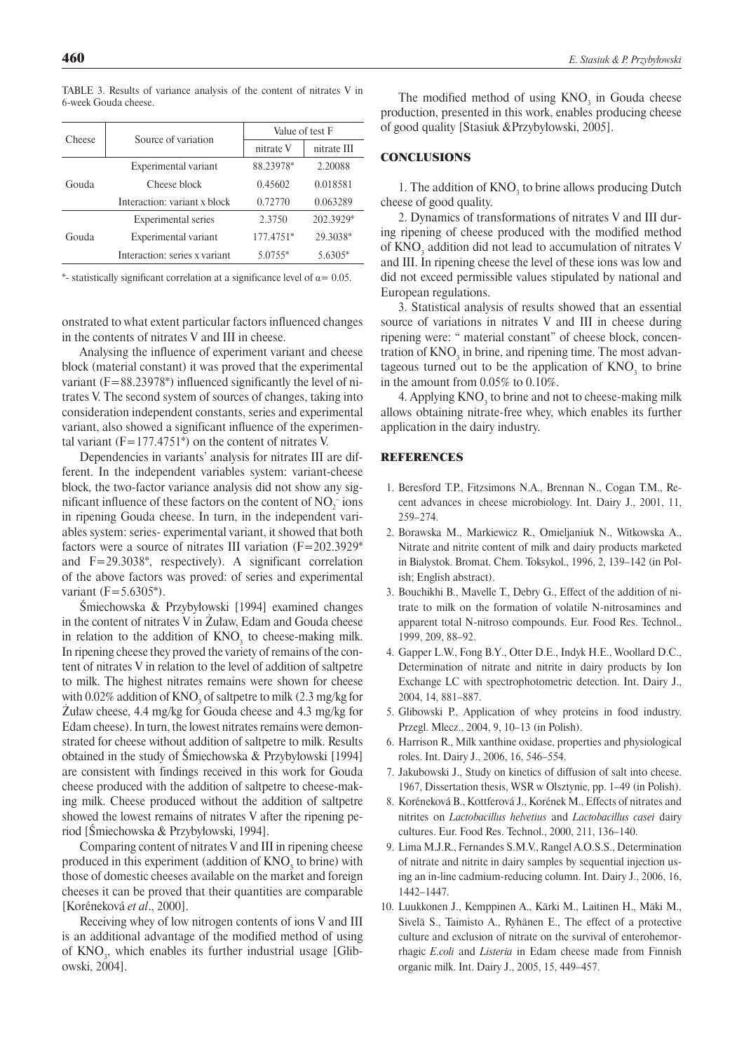TABLE 3. Results of variance analysis of the content of nitrates V in 6-week Gouda cheese.

| Cheese | Source of variation | Value of test F | |
|---|---|---|---|
| | | nitrate V | nitrate III |
| Gouda | Experimental variant | 88.23978* | 2.20088 |
| | Cheese block | 0.45602 | 0.018581 |
| | Interaction: variant x block | 0.72770 | 0.063289 |
| Gouda | Experimental series | 2.3750 | 202.3929* |
| | Experimental variant | 177.4751* | 29.3038* |
| | Interaction: series x variant | 5.0755* | 5.6305* |

*- statistically significant correlation at a significance level of $\alpha = 0.05$.

onstrated to what extent particular factors influenced changes in the contents of nitrates V and III in cheese.

Analysing the influence of experiment variant and cheese block (material constant) it was proved that the experimental variant (F=88.23978*) influenced significantly the level of nitrates V. The second system of sources of changes, taking into consideration independent constants, series and experimental variant, also showed a significant influence of the experimental variant (F=177.4751*) on the content of nitrates V.

Dependencies in variants' analysis for nitrates III are different. In the independent variables system: variant-cheese block, the two-factor variance analysis did not show any significant influence of these factors on the content of $NO_2^-$ ions in ripening Gouda cheese. In turn, in the independent variables system: series- experimental variant, it showed that both factors were a source of nitrates III variation (F=202.3929* and F=29.3038*, respectively). A significant correlation of the above factors was proved: of series and experimental variant (F=5.6305*).

Śmiechowska & Przybyłowski [1994] examined changes in the content of nitrates V in Żuław, Edam and Gouda cheese in relation to the addition of $KNO_3$ to cheese-making milk. In ripening cheese they proved the variety of remains of the content of nitrates V in relation to the level of addition of saltpetre to milk. The highest nitrates remains were shown for cheese with 0.02% addition of $KNO_3$ of saltpetre to milk (2.3 mg/kg for Żuław cheese, 4.4 mg/kg for Gouda cheese and 4.3 mg/kg for Edam cheese). In turn, the lowest nitrates remains were demonstrated for cheese without addition of saltpetre to milk. Results obtained in the study of Śmiechowska & Przybyłowski [1994] are consistent with findings received in this work for Gouda cheese produced with the addition of saltpetre to cheese-making milk. Cheese produced without the addition of saltpetre showed the lowest remains of nitrates V after the ripening period [Śmiechowska & Przybyłowski, 1994].

Comparing content of nitrates V and III in ripening cheese produced in this experiment (addition of $KNO_3$ to brine) with those of domestic cheeses available on the market and foreign cheeses it can be proved that their quantities are comparable [Koréneková *et al*., 2000].

Receiving whey of low nitrogen contents of ions V and III is an additional advantage of the modified method of using of $KNO_3$, which enables its further industrial usage [Glibowski, 2004].

The modified method of using $KNO_3$ in Gouda cheese production, presented in this work, enables producing cheese of good quality [Stasiuk &Przybyłowski, 2005].

## CONCLUSIONS

1. The addition of $KNO_3$ to brine allows producing Dutch cheese of good quality.

2. Dynamics of transformations of nitrates V and III during ripening of cheese produced with the modified method of $KNO_3$ addition did not lead to accumulation of nitrates V and III. In ripening cheese the level of these ions was low and did not exceed permissible values stipulated by national and European regulations.

3. Statistical analysis of results showed that an essential source of variations in nitrates V and III in cheese during ripening were: " material constant" of cheese block, concentration of $KNO_3$ in brine, and ripening time. The most advantageous turned out to be the application of $KNO_3$ to brine in the amount from 0.05% to 0.10%.

4. Applying $KNO_3$ to brine and not to cheese-making milk allows obtaining nitrate-free whey, which enables its further application in the dairy industry.

## REFERENCES

1. Beresford T.P., Fitzsimons N.A., Brennan N., Cogan T.M., Recent advances in cheese microbiology. Int. Dairy J., 2001, 11, 259–274.
2. Borawska M., Markiewicz R., Omieljaniuk N., Witkowska A., Nitrate and nitrite content of milk and dairy products marketed in Bialystok. Bromat. Chem. Toksykol., 1996, 2, 139–142 (in Polish; English abstract).
3. Bouchikhi B., Mavelle T., Debry G., Effect of the addition of nitrate to milk on the formation of volatile N-nitrosamines and apparent total N-nitroso compounds. Eur. Food Res. Technol., 1999, 209, 88–92.
4. Gapper L.W., Fong B.Y., Otter D.E., Indyk H.E., Woollard D.C., Determination of nitrate and nitrite in dairy products by Ion Exchange LC with spectrophotometric detection. Int. Dairy J., 2004, 14, 881–887.
5. Glibowski P., Application of whey proteins in food industry. Przegl. Mlecz., 2004, 9, 10–13 (in Polish).
6. Harrison R., Milk xanthine oxidase, properties and physiological roles. Int. Dairy J., 2006, 16, 546–554.
7. Jakubowski J., Study on kinetics of diffusion of salt into cheese. 1967, Dissertation thesis, WSR w Olsztynie, pp. 1–49 (in Polish).
8. Koréneková B., Kottferová J., Korének M., Effects of nitrates and nitrites on *Lactobacillus helvetius* and *Lactobacillus casei* dairy cultures. Eur. Food Res. Technol., 2000, 211, 136–140.
9. Lima M.J.R., Fernandes S.M.V., Rangel A.O.S.S., Determination of nitrate and nitrite in dairy samples by sequential injection using an in-line cadmium-reducing column. Int. Dairy J., 2006, 16, 1442–1447.
10. Luukkonen J., Kemppinen A., Kärki M., Laitinen H., Mäki M., Sivelä S., Taimisto A., Ryhänen E., The effect of a protective culture and exclusion of nitrate on the survival of enterohemorrhagic *E.coli* and *Listeria* in Edam cheese made from Finnish organic milk. Int. Dairy J., 2005, 15, 449–457.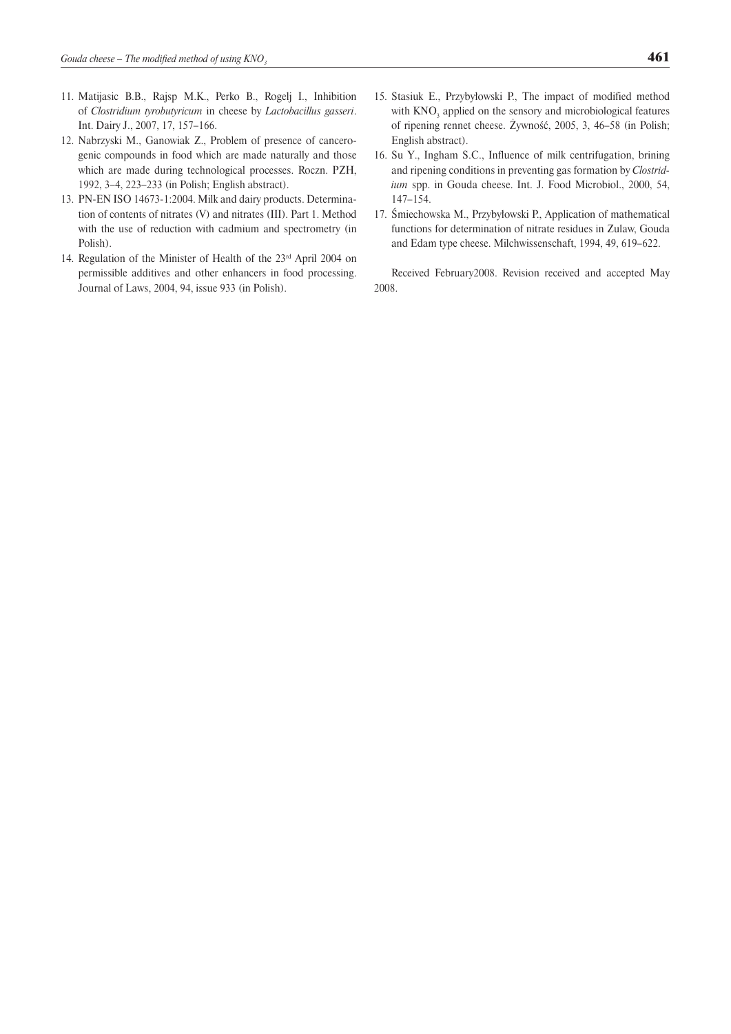11. Matijasic B.B., Rajsp M.K., Perko B., Rogelj I., Inhibition of *Clostridium tyrobutyricum* in cheese by *Lactobacillus gasseri*. Int. Dairy J., 2007, 17, 157–166.
12. Nabrzyski M., Ganowiak Z., Problem of presence of cancerogenic compounds in food which are made naturally and those which are made during technological processes. Roczn. PZH, 1992, 3–4, 223–233 (in Polish; English abstract).
13. PN-EN ISO 14673-1:2004. Milk and dairy products. Determination of contents of nitrates (V) and nitrates (III). Part 1. Method with the use of reduction with cadmium and spectrometry (in Polish).
14. Regulation of the Minister of Health of the 23rd April 2004 on permissible additives and other enhancers in food processing. Journal of Laws, 2004, 94, issue 933 (in Polish).
15. Stasiuk E., Przybyłowski P., The impact of modified method with $KNO_3$ applied on the sensory and microbiological features of ripening rennet cheese. Żywność, 2005, 3, 46–58 (in Polish; English abstract).
16. Su Y., Ingham S.C., Influence of milk centrifugation, brining and ripening conditions in preventing gas formation by *Clostridium* spp. in Gouda cheese. Int. J. Food Microbiol., 2000, 54, 147–154.
17. Śmiechowska M., Przybyłowski P., Application of mathematical functions for determination of nitrate residues in Zulaw, Gouda and Edam type cheese. Milchwissenschaft, 1994, 49, 619–622.

Received February2008. Revision received and accepted May 2008.